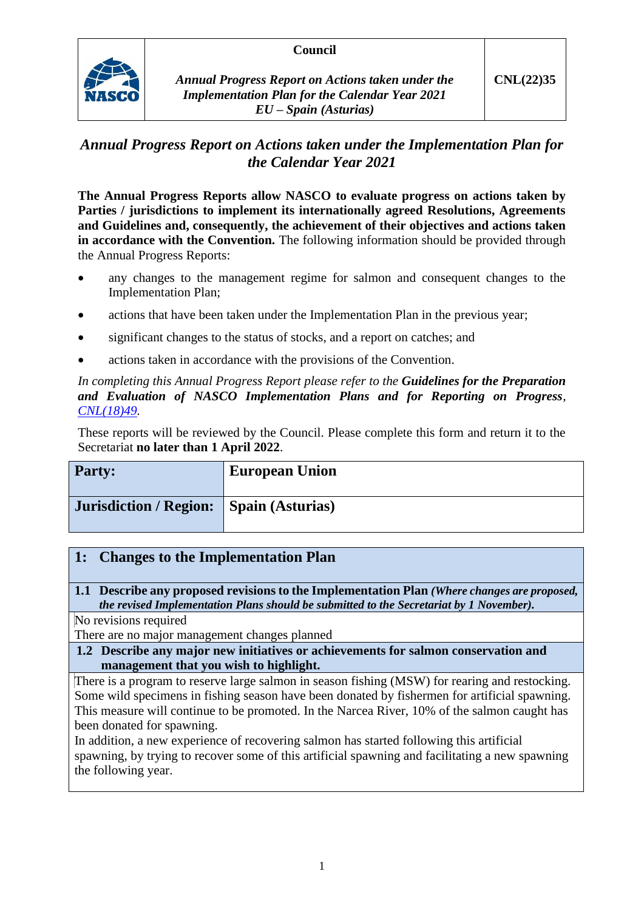| Council | |
|---|---|
| *Annual Progress Report on Actions taken under the Implementation Plan for the Calendar Year 2021 EU – Spain (Asturias)* | **CNL(22)35** |

# *Annual Progress Report on Actions taken under the Implementation Plan for the Calendar Year 2021*

**The Annual Progress Reports allow NASCO to evaluate progress on actions taken by Parties / jurisdictions to implement its internationally agreed Resolutions, Agreements and Guidelines and, consequently, the achievement of their objectives and actions taken in accordance with the Convention.** The following information should be provided through the Annual Progress Reports:

- any changes to the management regime for salmon and consequent changes to the Implementation Plan;
- actions that have been taken under the Implementation Plan in the previous year;
- significant changes to the status of stocks, and a report on catches; and
- actions taken in accordance with the provisions of the Convention.

*In completing this Annual Progress Report please refer to the* ***Guidelines for the Preparation and Evaluation of NASCO Implementation Plans and for Reporting on Progress****, CNL(18)49.*

These reports will be reviewed by the Council. Please complete this form and return it to the Secretariat **no later than 1 April 2022**.

| | |
|---|---|
| **Party:** | **European Union** |
| **Jurisdiction / Region:** | **Spain (Asturias)** |

## 1: Changes to the Implementation Plan

**1.1 Describe any proposed revisions to the Implementation Plan** ***(Where changes are proposed, the revised Implementation Plans should be submitted to the Secretariat by 1 November).***

No revisions required
There are no major management changes planned

**1.2 Describe any major new initiatives or achievements for salmon conservation and management that you wish to highlight.**

There is a program to reserve large salmon in season fishing (MSW) for rearing and restocking. Some wild specimens in fishing season have been donated by fishermen for artificial spawning. This measure will continue to be promoted. In the Narcea River, 10% of the salmon caught has been donated for spawning.
In addition, a new experience of recovering salmon has started following this artificial spawning, by trying to recover some of this artificial spawning and facilitating a new spawning the following year.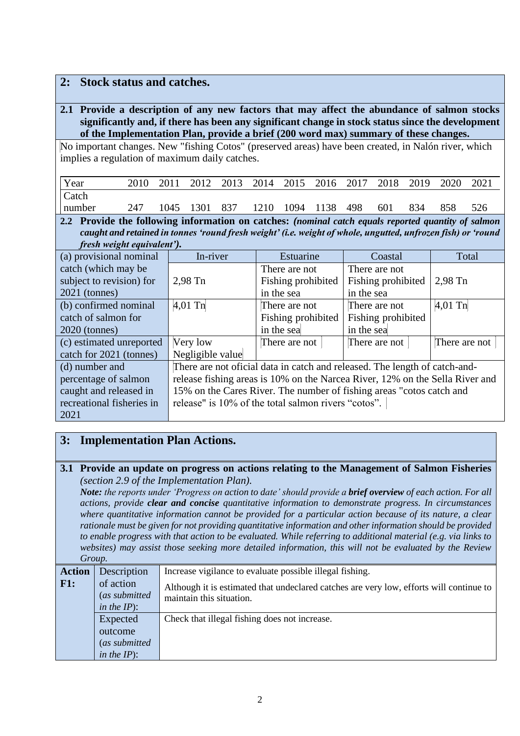## 2: Stock status and catches.

**2.1 Provide a description of any new factors that may affect the abundance of salmon stocks significantly and, if there has been any significant change in stock status since the development of the Implementation Plan, provide a brief (200 word max) summary of these changes.**

No important changes. New "fishing Cotos" (preserved areas) have been created, in Nalón river, which implies a regulation of maximum daily catches.

| Year | 2010 | 2011 | 2012 | 2013 | 2014 | 2015 | 2016 | 2017 | 2018 | 2019 | 2020 | 2021 |
|---|---|---|---|---|---|---|---|---|---|---|---|---|
| Catch number | 247 | 1045 | 1301 | 837 | 1210 | 1094 | 1138 | 498 | 601 | 834 | 858 | 526 |

**2.2 Provide the following information on catches:** ***(nominal catch equals reported quantity of salmon caught and retained in tonnes 'round fresh weight' (i.e. weight of whole, ungutted, unfrozen fish) or 'round fresh weight equivalent').***

| | In-river | Estuarine | Coastal | Total |
|---|---|---|---|---|
| (a) provisional nominal catch (which may be subject to revision) for 2021 (tonnes) | 2,98 Tn | There are not Fishing prohibited in the sea | There are not Fishing prohibited in the sea | 2,98 Tn |
| (b) confirmed nominal catch of salmon for 2020 (tonnes) | 4,01 Tn | There are not Fishing prohibited in the sea | There are not Fishing prohibited in the sea | 4,01 Tn |
| (c) estimated unreported catch for 2021 (tonnes) | Very low Negligible value | There are not | There are not | There are not |
| (d) number and percentage of salmon caught and released in recreational fisheries in 2021 | There are not oficial data in catch and released. The length of catch-and-release fishing areas is 10% on the Narcea River, 12% on the Sella River and 15% on the Cares River. The number of fishing areas "cotos catch and release" is 10% of the total salmon rivers "cotos". | | | |

## 3: Implementation Plan Actions.

**3.1 Provide an update on progress on actions relating to the Management of Salmon Fisheries** *(section 2.9 of the Implementation Plan).*

***Note:*** *the reports under 'Progress on action to date' should provide a* ***brief overview*** *of each action. For all actions, provide* ***clear and concise*** *quantitative information to demonstrate progress. In circumstances where quantitative information cannot be provided for a particular action because of its nature, a clear rationale must be given for not providing quantitative information and other information should be provided to enable progress with that action to be evaluated. While referring to additional material (e.g. via links to websites) may assist those seeking more detailed information, this will not be evaluated by the Review Group.*

| | | |
|---|---|---|
| **Action F1:** | Description of action (*as submitted in the IP*): | Increase vigilance to evaluate possible illegal fishing.<br><br>Although it is estimated that undeclared catches are very low, efforts will continue to maintain this situation. |
| | Expected outcome (*as submitted in the IP*): | Check that illegal fishing does not increase. |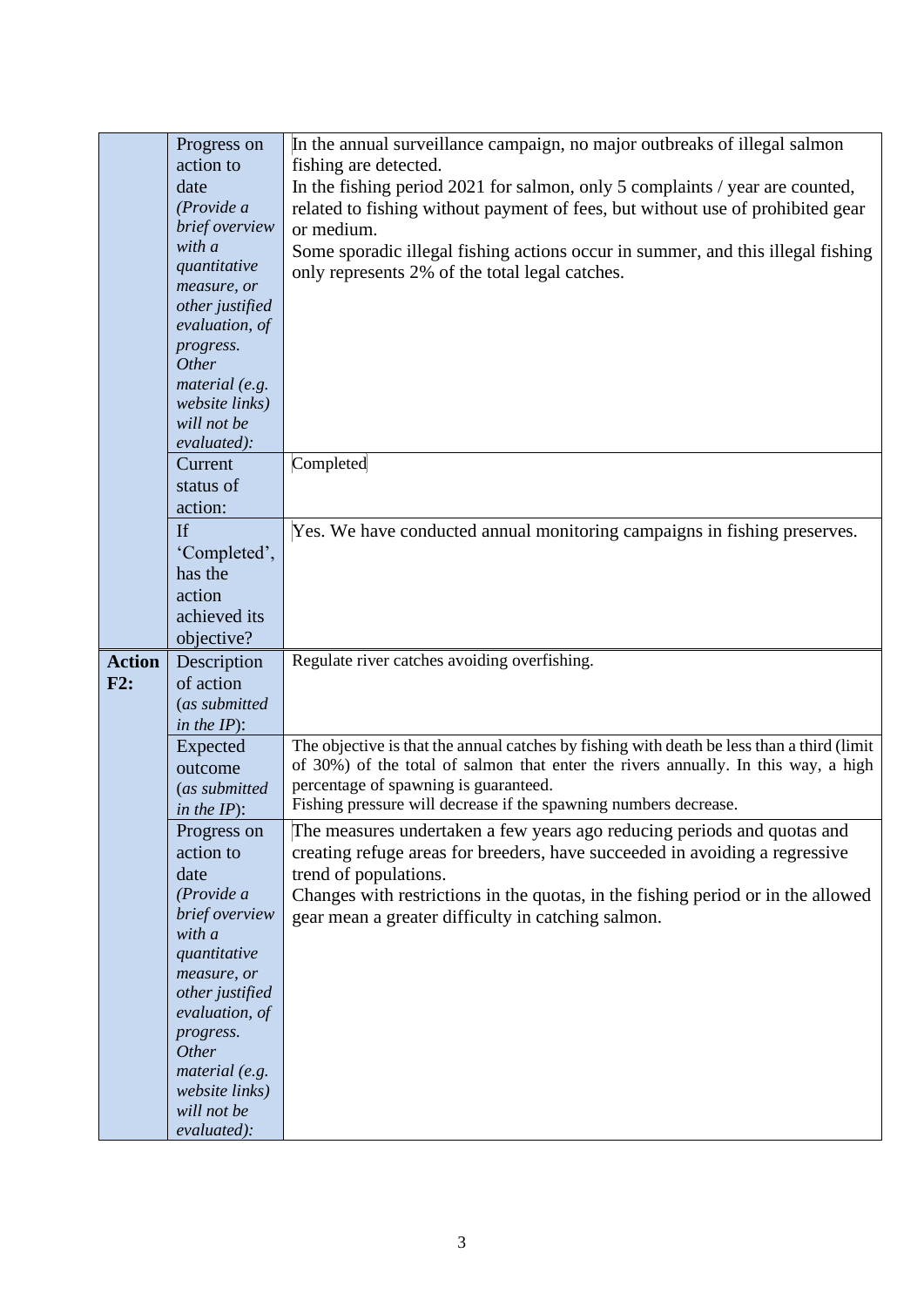| | | |
|---|---|---|
| | Progress on action to date *(Provide a brief overview with a quantitative measure, or other justified evaluation, of progress. Other material (e.g. website links) will not be evaluated)*: | In the annual surveillance campaign, no major outbreaks of illegal salmon fishing are detected.<br>In the fishing period 2021 for salmon, only 5 complaints / year are counted, related to fishing without payment of fees, but without use of prohibited gear or medium.<br>Some sporadic illegal fishing actions occur in summer, and this illegal fishing only represents 2% of the total legal catches. |
| | Current status of action: | Completed |
| | If 'Completed', has the action achieved its objective? | Yes. We have conducted annual monitoring campaigns in fishing preserves. |
| **Action F2:** | Description of action (*as submitted in the IP*): | Regulate river catches avoiding overfishing. |
| | Expected outcome (*as submitted in the IP*): | The objective is that the annual catches by fishing with death be less than a third (limit of 30%) of the total of salmon that enter the rivers annually. In this way, a high percentage of spawning is guaranteed.<br>Fishing pressure will decrease if the spawning numbers decrease. |
| | Progress on action to date *(Provide a brief overview with a quantitative measure, or other justified evaluation, of progress. Other material (e.g. website links) will not be evaluated)*: | The measures undertaken a few years ago reducing periods and quotas and creating refuge areas for breeders, have succeeded in avoiding a regressive trend of populations.<br>Changes with restrictions in the quotas, in the fishing period or in the allowed gear mean a greater difficulty in catching salmon. |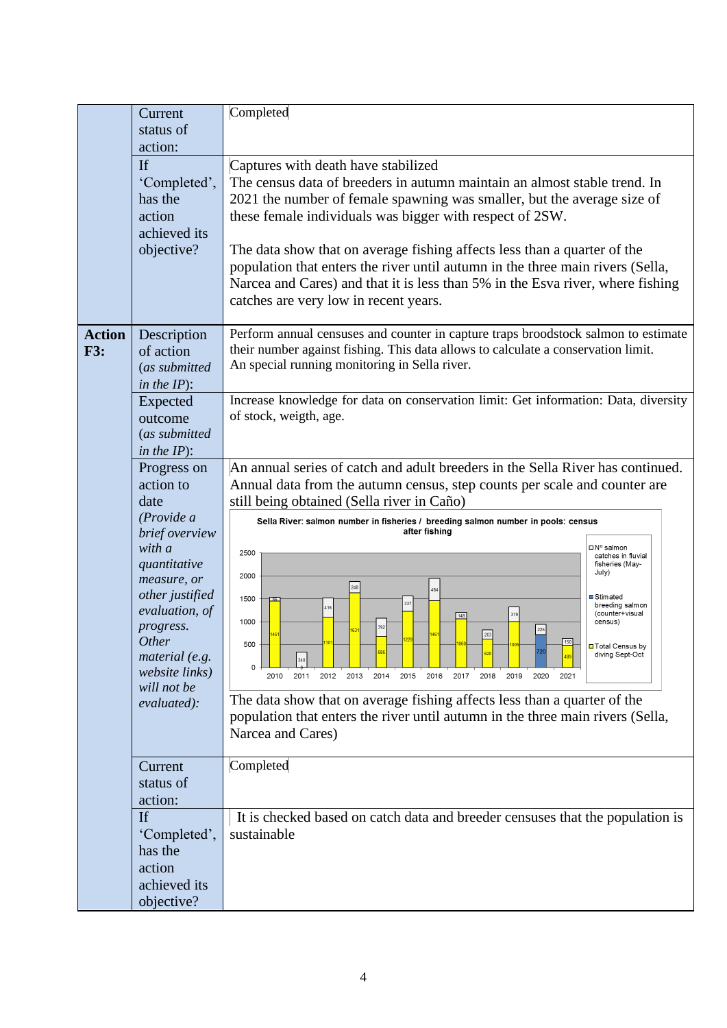| | | |
|---|---|---|
| | Current status of action: | Completed |
| | If 'Completed', has the action achieved its objective? | Captures with death have stabilized<br>The census data of breeders in autumn maintain an almost stable trend. In 2021 the number of female spawning was smaller, but the average size of these female individuals was bigger with respect of 2SW.<br><br>The data show that on average fishing affects less than a quarter of the population that enters the river until autumn in the three main rivers (Sella, Narcea and Cares) and that it is less than 5% in the Esva river, where fishing catches are very low in recent years. |
| **Action F3:** | Description of action (*as submitted in the IP*): | Perform annual censuses and counter in capture traps broodstock salmon to estimate their number against fishing. This data allows to calculate a conservation limit.<br>An special running monitoring in Sella river. |
| | Expected outcome (*as submitted in the IP*): | Increase knowledge for data on conservation limit: Get information: Data, diversity of stock, weigth, age. |
| | Progress on action to date *(Provide a brief overview with a quantitative measure, or other justified evaluation, of progress. Other material (e.g. website links) will not be evaluated):* | An annual series of catch and adult breeders in the Sella River has continued. Annual data from the autumn census, step counts per scale and counter are still being obtained (Sella river in Caño)<br><br>**Sella River: salmon number in fisheries / breeding salmon number in pools: census after fishing**<br><br>Legend: Nº salmon catches in fluvial fisheries (May-July); Stimated breeding salmon (counter+visual census); Total Census by diving Sept-Oct<br><br>2010: 1451 / 86; 2011: 0 / 340; 2012: 1101 / 416; 2013: 1631 / 248; 2014: 686 / 392; 2015: 1229 / 337; 2016: 1461 / 484; 2017: 1060 / 148; 2018: 620 / 203; 2019: 1009 / 319; 2020: 720 / 225; 2021: 489 / 150<br><br>The data show that on average fishing affects less than a quarter of the population that enters the river until autumn in the three main rivers (Sella, Narcea and Cares) |
| | Current status of action: | Completed |
| | If 'Completed', has the action achieved its objective? | It is checked based on catch data and breeder censuses that the population is sustainable |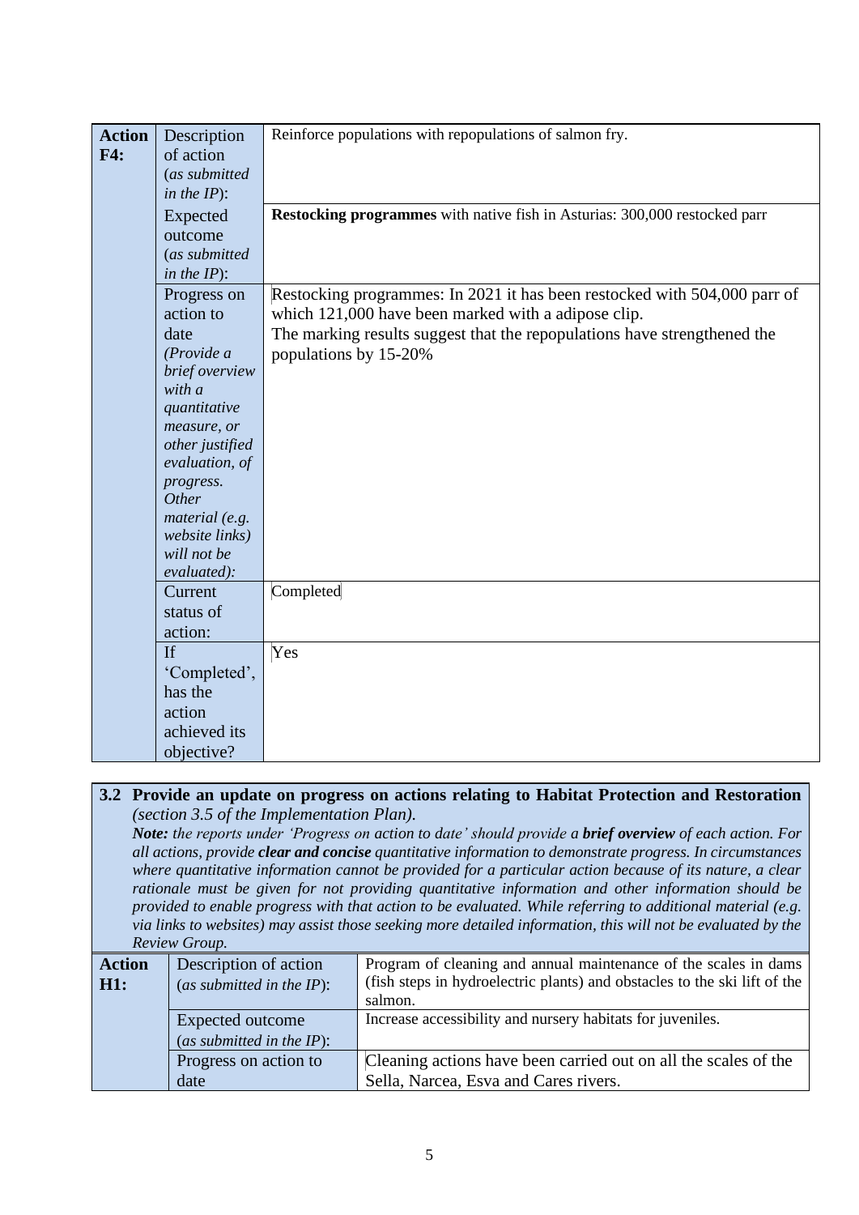| | | |
|---|---|---|
| **Action F4:** | Description of action (*as submitted in the IP*): | Reinforce populations with repopulations of salmon fry. |
| | Expected outcome (*as submitted in the IP*): | **Restocking programmes** with native fish in Asturias: 300,000 restocked parr |
| | Progress on action to date *(Provide a brief overview with a quantitative measure, or other justified evaluation, of progress. Other material (e.g. website links) will not be evaluated):* | Restocking programmes: In 2021 it has been restocked with 504,000 parr of which 121,000 have been marked with a adipose clip.<br>The marking results suggest that the repopulations have strengthened the populations by 15-20% |
| | Current status of action: | Completed |
| | If 'Completed', has the action achieved its objective? | Yes |

**3.2 Provide an update on progress on actions relating to Habitat Protection and Restoration** *(section 3.5 of the Implementation Plan).*
***Note:*** *the reports under 'Progress on action to date' should provide a* ***brief overview*** *of each action. For all actions, provide* ***clear and concise*** *quantitative information to demonstrate progress. In circumstances where quantitative information cannot be provided for a particular action because of its nature, a clear rationale must be given for not providing quantitative information and other information should be provided to enable progress with that action to be evaluated. While referring to additional material (e.g. via links to websites) may assist those seeking more detailed information, this will not be evaluated by the Review Group.*

| | | |
|---|---|---|
| **Action H1:** | Description of action (*as submitted in the IP*): | Program of cleaning and annual maintenance of the scales in dams (fish steps in hydroelectric plants) and obstacles to the ski lift of the salmon. |
| | Expected outcome (*as submitted in the IP*): | Increase accessibility and nursery habitats for juveniles. |
| | Progress on action to date | Cleaning actions have been carried out on all the scales of the Sella, Narcea, Esva and Cares rivers. |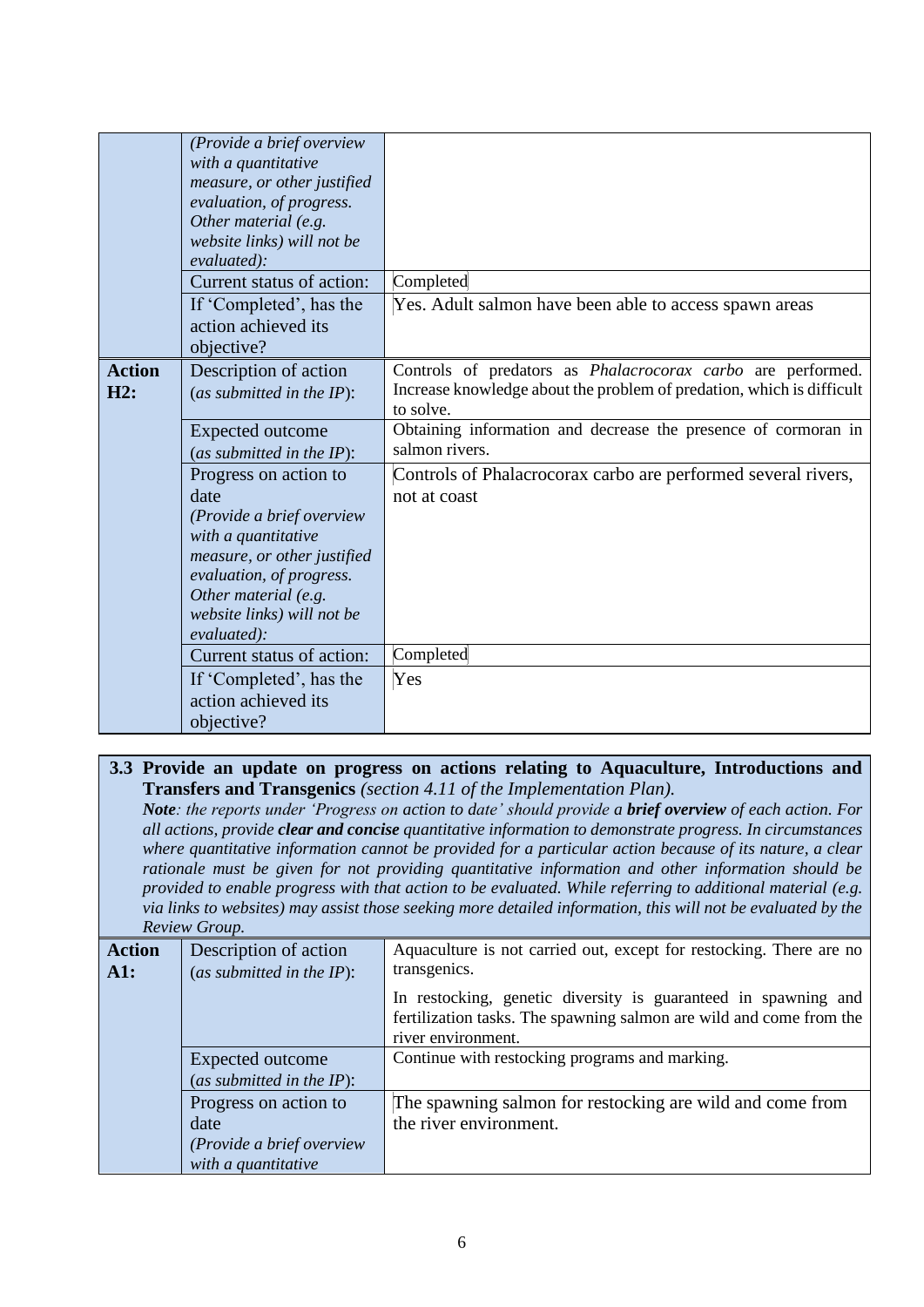| | | |
|---|---|---|
| | *(Provide a brief overview with a quantitative measure, or other justified evaluation, of progress. Other material (e.g. website links) will not be evaluated):* | |
| | Current status of action: | Completed |
| | If 'Completed', has the action achieved its objective? | Yes. Adult salmon have been able to access spawn areas |
| **Action H2:** | Description of action (*as submitted in the IP*): | Controls of predators as *Phalacrocorax carbo* are performed. Increase knowledge about the problem of predation, which is difficult to solve. |
| | Expected outcome (*as submitted in the IP*): | Obtaining information and decrease the presence of cormoran in salmon rivers. |
| | Progress on action to date *(Provide a brief overview with a quantitative measure, or other justified evaluation, of progress. Other material (e.g. website links) will not be evaluated):* | Controls of Phalacrocorax carbo are performed several rivers, not at coast |
| | Current status of action: | Completed |
| | If 'Completed', has the action achieved its objective? | Yes |

**3.3 Provide an update on progress on actions relating to Aquaculture, Introductions and Transfers and Transgenics** *(section 4.11 of the Implementation Plan).*

***Note****: the reports under 'Progress on action to date' should provide a* ***brief overview*** *of each action. For all actions, provide* ***clear and concise*** *quantitative information to demonstrate progress. In circumstances where quantitative information cannot be provided for a particular action because of its nature, a clear rationale must be given for not providing quantitative information and other information should be provided to enable progress with that action to be evaluated. While referring to additional material (e.g. via links to websites) may assist those seeking more detailed information, this will not be evaluated by the Review Group.*

| | | |
|---|---|---|
| **Action A1:** | Description of action (*as submitted in the IP*): | Aquaculture is not carried out, except for restocking. There are no transgenics.<br><br>In restocking, genetic diversity is guaranteed in spawning and fertilization tasks. The spawning salmon are wild and come from the river environment. |
| | Expected outcome (*as submitted in the IP*): | Continue with restocking programs and marking. |
| | Progress on action to date *(Provide a brief overview with a quantitative* | The spawning salmon for restocking are wild and come from the river environment. |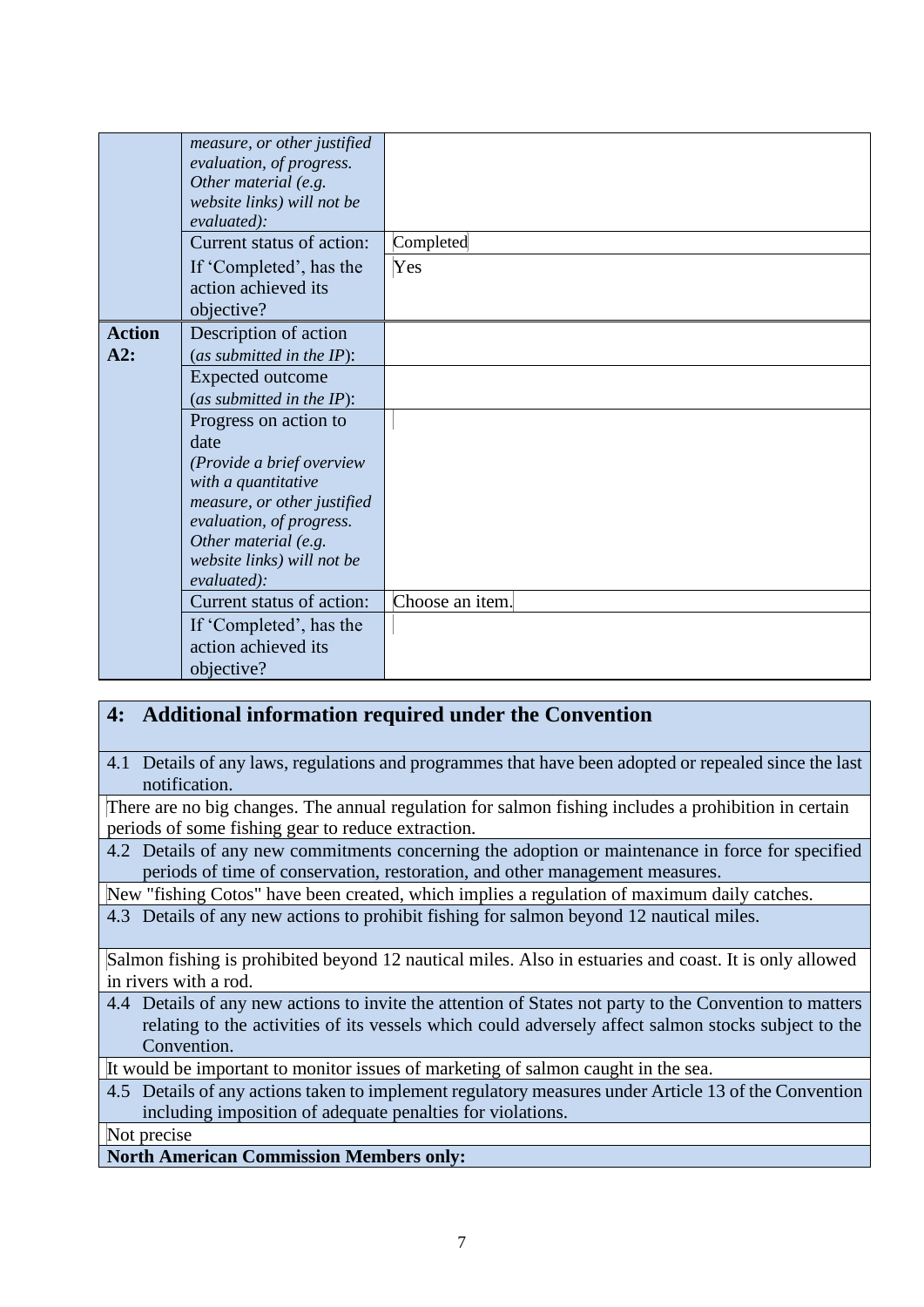| | | |
|---|---|---|
| | *measure, or other justified evaluation, of progress. Other material (e.g. website links) will not be evaluated):* | |
| | Current status of action: | Completed |
| | If 'Completed', has the action achieved its objective? | Yes |
| **Action A2:** | Description of action (*as submitted in the IP*): | |
| | Expected outcome (*as submitted in the IP*): | |
| | Progress on action to date *(Provide a brief overview with a quantitative measure, or other justified evaluation, of progress. Other material (e.g. website links) will not be evaluated):* | |
| | Current status of action: | Choose an item. |
| | If 'Completed', has the action achieved its objective? | |

## 4: Additional information required under the Convention

4.1 Details of any laws, regulations and programmes that have been adopted or repealed since the last notification.

There are no big changes. The annual regulation for salmon fishing includes a prohibition in certain periods of some fishing gear to reduce extraction.

4.2 Details of any new commitments concerning the adoption or maintenance in force for specified periods of time of conservation, restoration, and other management measures.

New "fishing Cotos" have been created, which implies a regulation of maximum daily catches.

4.3 Details of any new actions to prohibit fishing for salmon beyond 12 nautical miles.

Salmon fishing is prohibited beyond 12 nautical miles. Also in estuaries and coast. It is only allowed in rivers with a rod.

4.4 Details of any new actions to invite the attention of States not party to the Convention to matters relating to the activities of its vessels which could adversely affect salmon stocks subject to the Convention.

It would be important to monitor issues of marketing of salmon caught in the sea.

4.5 Details of any actions taken to implement regulatory measures under Article 13 of the Convention including imposition of adequate penalties for violations.

Not precise

**North American Commission Members only:**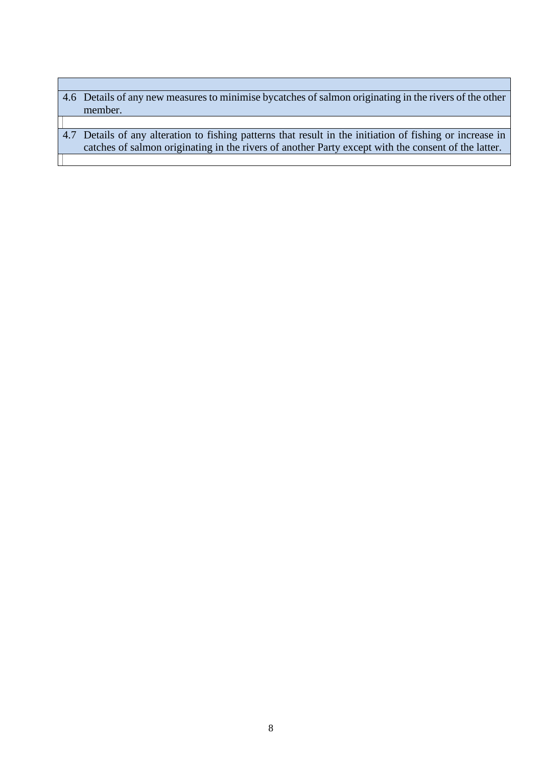| | |
|---|---|
| 4.6 | Details of any new measures to minimise bycatches of salmon originating in the rivers of the other member. |
| | |
| 4.7 | Details of any alteration to fishing patterns that result in the initiation of fishing or increase in catches of salmon originating in the rivers of another Party except with the consent of the latter. |
| | |